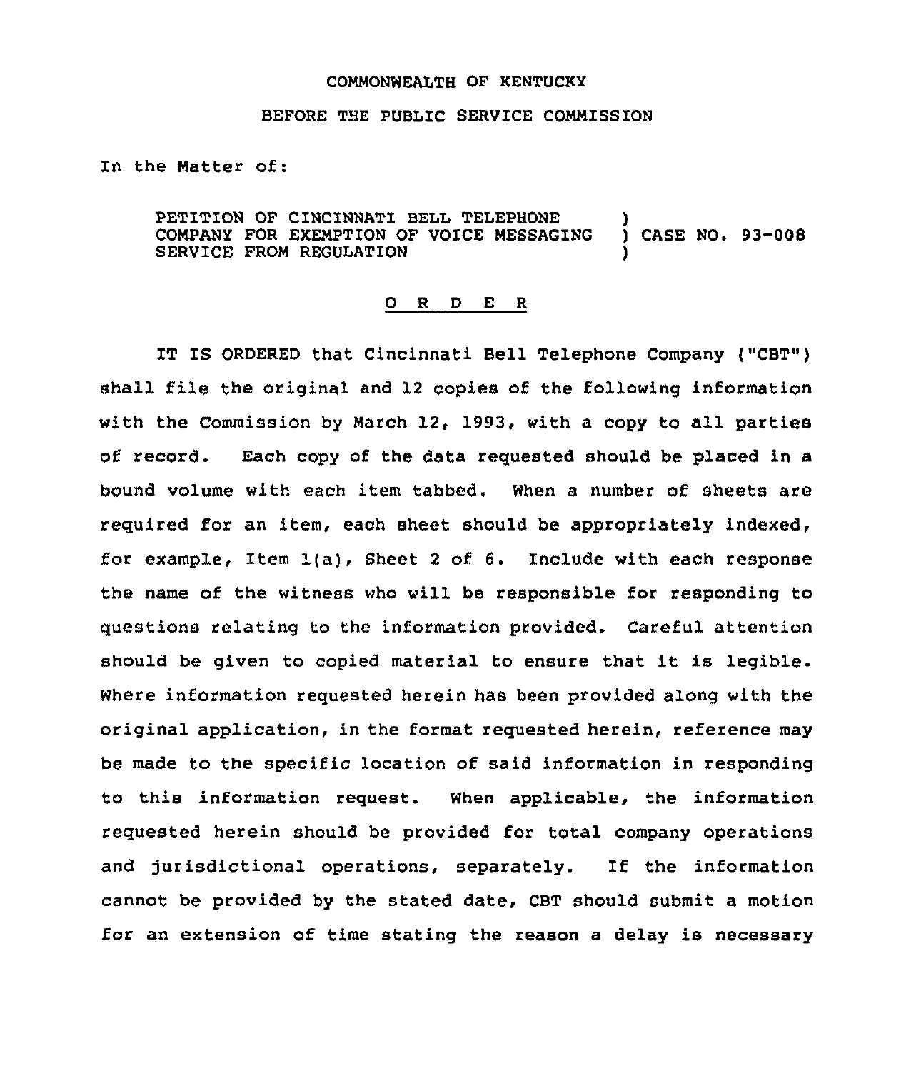COMMONWEALTH OF KENTUCKY

BEFORE THE PUBLIC SERVICE COMMISSION

In the Matter of:

| | | |
|---|---|---|
| PETITION OF CINCINNATI BELL TELEPHONE COMPANY FOR EXEMPTION OF VOICE MESSAGING SERVICE FROM REGULATION | ) ) ) | CASE NO. 93-008 |

## O R D E R

IT IS ORDERED that Cincinnati Bell Telephone Company ("CBT") shall file the original and 12 copies of the following information with the Commission by March 12, 1993, with a copy to all parties of record. Each copy of the data requested should be placed in a bound volume with each item tabbed. When a number of sheets are required for an item, each sheet should be appropriately indexed, for example, Item 1(a), Sheet 2 of 6. Include with each response the name of the witness who will be responsible for responding to questions relating to the information provided. Careful attention should be given to copied material to ensure that it is legible. Where information requested herein has been provided along with the original application, in the format requested herein, reference may be made to the specific location of said information in responding to this information request. When applicable, the information requested herein should be provided for total company operations and jurisdictional operations, separately. If the information cannot be provided by the stated date, CBT should submit a motion for an extension of time stating the reason a delay is necessary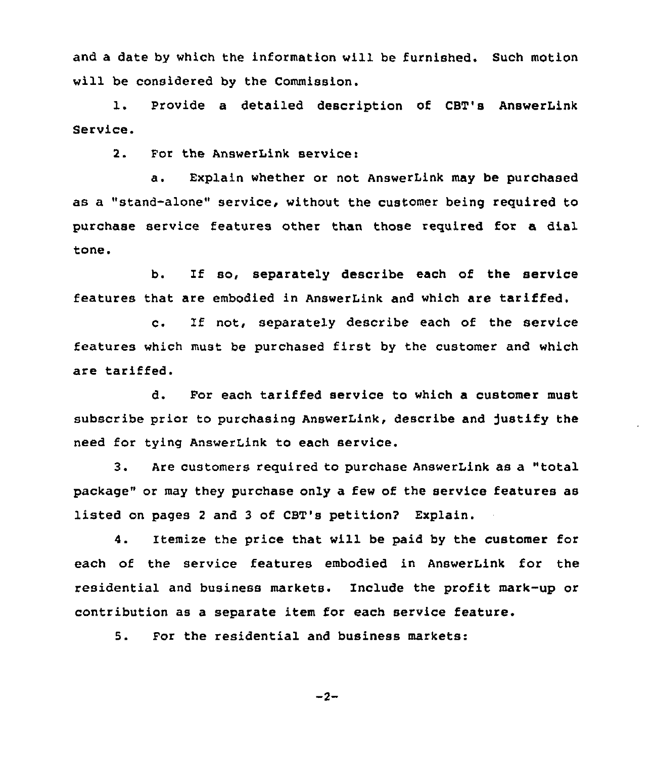and a date by which the information will be furnished. Such motion will be considered by the Commission.

1. Provide a detailed description of CBT's AnswerLink Service.

2. For the AnswerLink service:

   a. Explain whether or not AnswerLink may be purchased as a "stand-alone" service, without the customer being required to purchase service features other than those required for a dial tone.

   b. If so, separately describe each of the service features that are embodied in AnswerLink and which are tariffed.

   c. If not, separately describe each of the service features which must be purchased first by the customer and which are tariffed.

   d. For each tariffed service to which a customer must subscribe prior to purchasing AnswerLink, describe and justify the need for tying AnswerLink to each service.

3. Are customers required to purchase AnswerLink as a "total package" or may they purchase only a few of the service features as listed on pages 2 and 3 of CBT's petition? Explain.

4. Itemize the price that will be paid by the customer for each of the service features embodied in AnswerLink for the residential and business markets. Include the profit mark-up or contribution as a separate item for each service feature.

5. For the residential and business markets: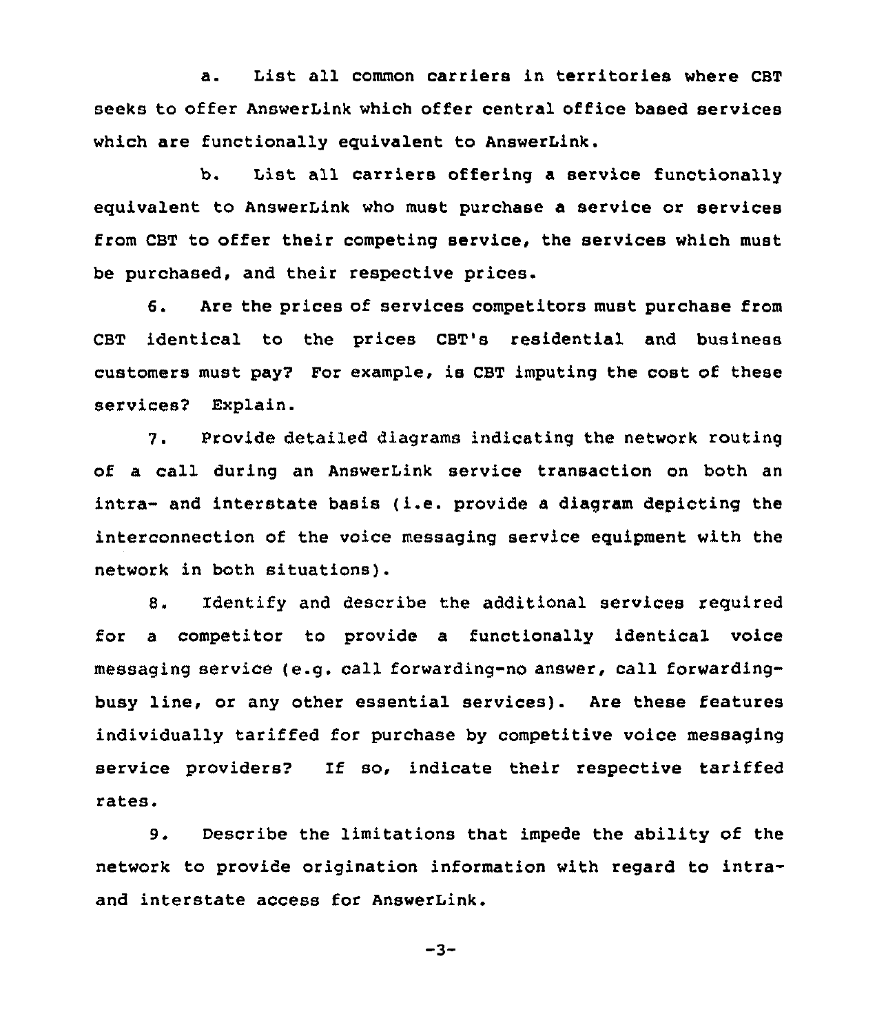a. List all common carriers in territories where CBT seeks to offer AnswerLink which offer central office based services which are functionally equivalent to AnswerLink.

b. List all carriers offering a service functionally equivalent to AnswerLink who must purchase a service or services from CBT to offer their competing service, the services which must be purchased, and their respective prices.

6. Are the prices of services competitors must purchase from CBT identical to the prices CBT's residential and business customers must pay? For example, is CBT imputing the cost of these services? Explain.

7. Provide detailed diagrams indicating the network routing of a call during an AnswerLink service transaction on both an intra- and interstate basis (i.e. provide a diagram depicting the interconnection of the voice messaging service equipment with the network in both situations).

8. Identify and describe the additional services required for a competitor to provide a functionally identical voice messaging service (e.g. call forwarding-no answer, call forwarding-busy line, or any other essential services). Are these features individually tariffed for purchase by competitive voice messaging service providers? If so, indicate their respective tariffed rates.

9. Describe the limitations that impede the ability of the network to provide origination information with regard to intra- and interstate access for AnswerLink.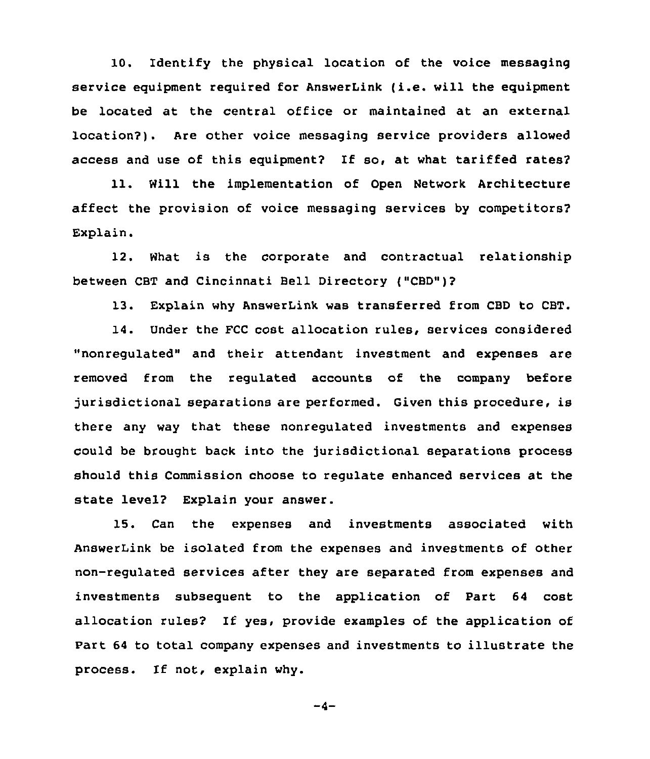10. Identify the physical location of the voice messaging service equipment required for AnswerLink (i.e. will the equipment be located at the central office or maintained at an external location?). Are other voice messaging service providers allowed access and use of this equipment? If so, at what tariffed rates?

11. Will the implementation of Open Network Architecture affect the provision of voice messaging services by competitors? Explain.

12. What is the corporate and contractual relationship between CBT and Cincinnati Bell Directory ("CBD")?

13. Explain why AnswerLink was transferred from CBD to CBT.

14. Under the FCC cost allocation rules, services considered "nonregulated" and their attendant investment and expenses are removed from the regulated accounts of the company before jurisdictional separations are performed. Given this procedure, is there any way that these nonregulated investments and expenses could be brought back into the jurisdictional separations process should this Commission choose to regulate enhanced services at the state level? Explain your answer.

15. Can the expenses and investments associated with AnswerLink be isolated from the expenses and investments of other non-regulated services after they are separated from expenses and investments subsequent to the application of Part 64 cost allocation rules? If yes, provide examples of the application of Part 64 to total company expenses and investments to illustrate the process. If not, explain why.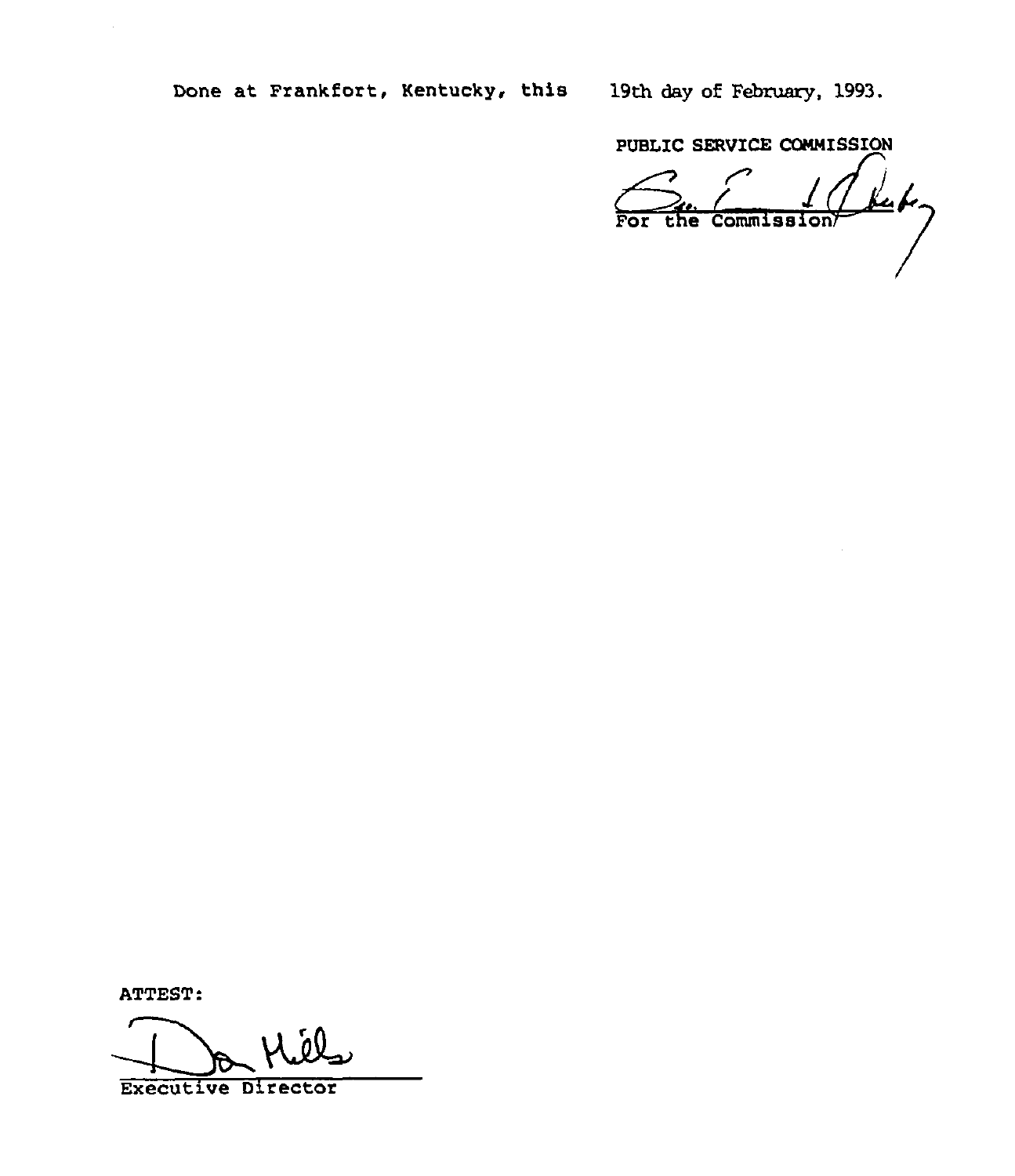Done at Frankfort, Kentucky, this 19th day of February, 1993.

PUBLIC SERVICE COMMISSION

For the Commission

ATTEST:

Executive Director